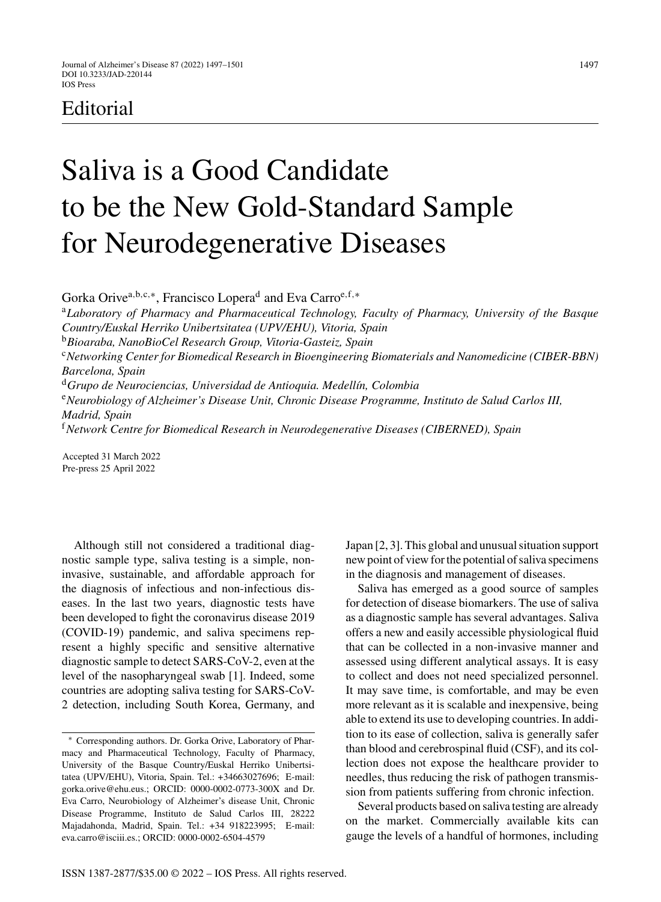Editorial

# Saliva is a Good Candidate to be the New Gold-Standard Sample for Neurodegenerative Diseases

Gorka Orive[a,b,c,*], Francisco Lopera[d] and Eva Carro[e,f,*]

[a] *Laboratory of Pharmacy and Pharmaceutical Technology, Faculty of Pharmacy, University of the Basque Country/Euskal Herriko Unibertsitatea (UPV/EHU), Vitoria, Spain*
[b] *Bioaraba, NanoBioCel Research Group, Vitoria-Gasteiz, Spain*
[c] *Networking Center for Biomedical Research in Bioengineering Biomaterials and Nanomedicine (CIBER-BBN) Barcelona, Spain*
[d] *Grupo de Neurociencias, Universidad de Antioquia. Medellín, Colombia*
[e] *Neurobiology of Alzheimer's Disease Unit, Chronic Disease Programme, Instituto de Salud Carlos III, Madrid, Spain*
[f] *Network Centre for Biomedical Research in Neurodegenerative Diseases (CIBERNED), Spain*

Accepted 31 March 2022
Pre-press 25 April 2022

Although still not considered a traditional diagnostic sample type, saliva testing is a simple, non-invasive, sustainable, and affordable approach for the diagnosis of infectious and non-infectious diseases. In the last two years, diagnostic tests have been developed to fight the coronavirus disease 2019 (COVID-19) pandemic, and saliva specimens represent a highly specific and sensitive alternative diagnostic sample to detect SARS-CoV-2, even at the level of the nasopharyngeal swab [1]. Indeed, some countries are adopting saliva testing for SARS-CoV-2 detection, including South Korea, Germany, and Japan [2, 3]. This global and unusual situation support new point of view for the potential of saliva specimens in the diagnosis and management of diseases.

Saliva has emerged as a good source of samples for detection of disease biomarkers. The use of saliva as a diagnostic sample has several advantages. Saliva offers a new and easily accessible physiological fluid that can be collected in a non-invasive manner and assessed using different analytical assays. It is easy to collect and does not need specialized personnel. It may save time, is comfortable, and may be even more relevant as it is scalable and inexpensive, being able to extend its use to developing countries. In addition to its ease of collection, saliva is generally safer than blood and cerebrospinal fluid (CSF), and its collection does not expose the healthcare provider to needles, thus reducing the risk of pathogen transmission from patients suffering from chronic infection.

Several products based on saliva testing are already on the market. Commercially available kits can gauge the levels of a handful of hormones, including

*Corresponding authors. Dr. Gorka Orive, Laboratory of Pharmacy and Pharmaceutical Technology, Faculty of Pharmacy, University of the Basque Country/Euskal Herriko Unibertsitatea (UPV/EHU), Vitoria, Spain. Tel.: +34663027696; E-mail: gorka.orive@ehu.eus.; ORCID: 0000-0002-0773-300X and Dr. Eva Carro, Neurobiology of Alzheimer's disease Unit, Chronic Disease Programme, Instituto de Salud Carlos III, 28222 Majadahonda, Madrid, Spain. Tel.: +34 918223995; E-mail: eva.carro@isciii.es.; ORCID: 0000-0002-6504-4579

ISSN 1387-2877/$35.00 © 2022 – IOS Press. All rights reserved.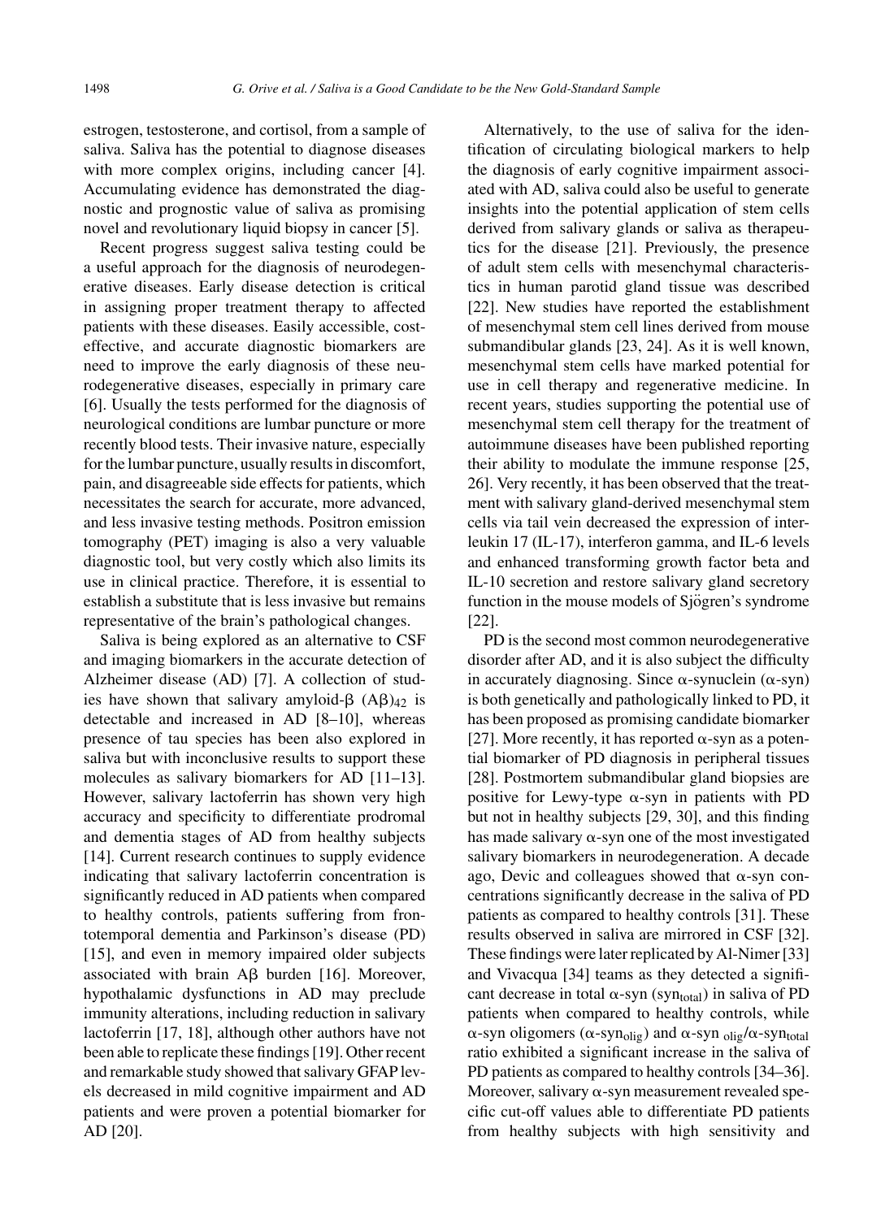estrogen, testosterone, and cortisol, from a sample of saliva. Saliva has the potential to diagnose diseases with more complex origins, including cancer [4]. Accumulating evidence has demonstrated the diagnostic and prognostic value of saliva as promising novel and revolutionary liquid biopsy in cancer [5].

Recent progress suggest saliva testing could be a useful approach for the diagnosis of neurodegenerative diseases. Early disease detection is critical in assigning proper treatment therapy to affected patients with these diseases. Easily accessible, cost-effective, and accurate diagnostic biomarkers are need to improve the early diagnosis of these neurodegenerative diseases, especially in primary care [6]. Usually the tests performed for the diagnosis of neurological conditions are lumbar puncture or more recently blood tests. Their invasive nature, especially for the lumbar puncture, usually results in discomfort, pain, and disagreeable side effects for patients, which necessitates the search for accurate, more advanced, and less invasive testing methods. Positron emission tomography (PET) imaging is also a very valuable diagnostic tool, but very costly which also limits its use in clinical practice. Therefore, it is essential to establish a substitute that is less invasive but remains representative of the brain's pathological changes.

Saliva is being explored as an alternative to CSF and imaging biomarkers in the accurate detection of Alzheimer disease (AD) [7]. A collection of studies have shown that salivary amyloid-β $(A\beta)_{42}$ is detectable and increased in AD [8–10], whereas presence of tau species has been also explored in saliva but with inconclusive results to support these molecules as salivary biomarkers for AD [11–13]. However, salivary lactoferrin has shown very high accuracy and specificity to differentiate prodromal and dementia stages of AD from healthy subjects [14]. Current research continues to supply evidence indicating that salivary lactoferrin concentration is significantly reduced in AD patients when compared to healthy controls, patients suffering from frontotemporal dementia and Parkinson's disease (PD) [15], and even in memory impaired older subjects associated with brain Aβ burden [16]. Moreover, hypothalamic dysfunctions in AD may preclude immunity alterations, including reduction in salivary lactoferrin [17, 18], although other authors have not been able to replicate these findings [19]. Other recent and remarkable study showed that salivary GFAP levels decreased in mild cognitive impairment and AD patients and were proven a potential biomarker for AD [20].

Alternatively, to the use of saliva for the identification of circulating biological markers to help the diagnosis of early cognitive impairment associated with AD, saliva could also be useful to generate insights into the potential application of stem cells derived from salivary glands or saliva as therapeutics for the disease [21]. Previously, the presence of adult stem cells with mesenchymal characteristics in human parotid gland tissue was described [22]. New studies have reported the establishment of mesenchymal stem cell lines derived from mouse submandibular glands [23, 24]. As it is well known, mesenchymal stem cells have marked potential for use in cell therapy and regenerative medicine. In recent years, studies supporting the potential use of mesenchymal stem cell therapy for the treatment of autoimmune diseases have been published reporting their ability to modulate the immune response [25, 26]. Very recently, it has been observed that the treatment with salivary gland-derived mesenchymal stem cells via tail vein decreased the expression of interleukin 17 (IL-17), interferon gamma, and IL-6 levels and enhanced transforming growth factor beta and IL-10 secretion and restore salivary gland secretory function in the mouse models of Sjögren's syndrome [22].

PD is the second most common neurodegenerative disorder after AD, and it is also subject the difficulty in accurately diagnosing. Since α-synuclein (α-syn) is both genetically and pathologically linked to PD, it has been proposed as promising candidate biomarker [27]. More recently, it has reported α-syn as a potential biomarker of PD diagnosis in peripheral tissues [28]. Postmortem submandibular gland biopsies are positive for Lewy-type α-syn in patients with PD but not in healthy subjects [29, 30], and this finding has made salivary α-syn one of the most investigated salivary biomarkers in neurodegeneration. A decade ago, Devic and colleagues showed that α-syn concentrations significantly decrease in the saliva of PD patients as compared to healthy controls [31]. These results observed in saliva are mirrored in CSF [32]. These findings were later replicated by Al-Nimer [33] and Vivacqua [34] teams as they detected a significant decrease in total α-syn ($syn_{total}$) in saliva of PD patients when compared to healthy controls, while α-syn oligomers ($\alpha$-$syn_{olig}$) and $\alpha$-$syn_{olig}/\alpha$-$syn_{total}$ ratio exhibited a significant increase in the saliva of PD patients as compared to healthy controls [34–36]. Moreover, salivary α-syn measurement revealed specific cut-off values able to differentiate PD patients from healthy subjects with high sensitivity and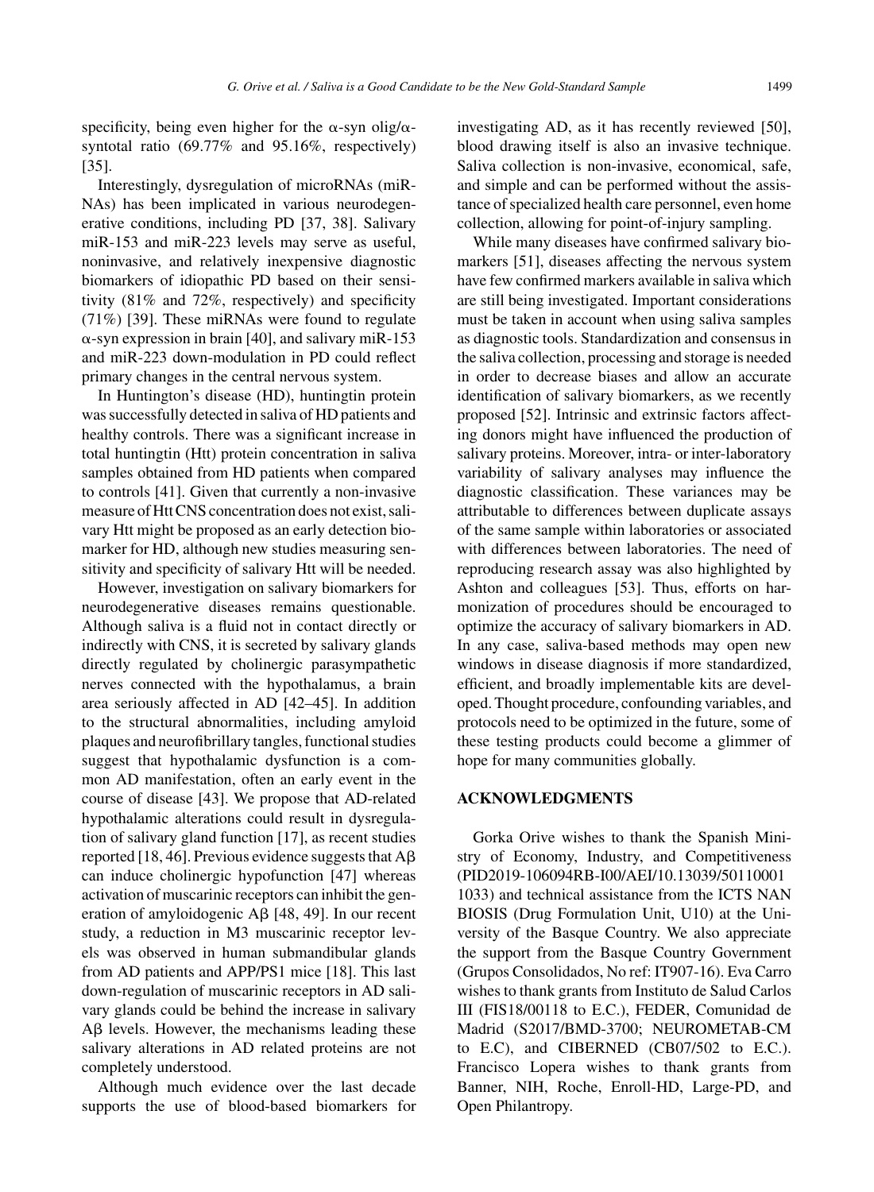specificity, being even higher for the α-syn olig/α-syntotal ratio (69.77% and 95.16%, respectively) [35].

Interestingly, dysregulation of microRNAs (miRNAs) has been implicated in various neurodegenerative conditions, including PD [37, 38]. Salivary miR-153 and miR-223 levels may serve as useful, noninvasive, and relatively inexpensive diagnostic biomarkers of idiopathic PD based on their sensitivity (81% and 72%, respectively) and specificity (71%) [39]. These miRNAs were found to regulate α-syn expression in brain [40], and salivary miR-153 and miR-223 down-modulation in PD could reflect primary changes in the central nervous system.

In Huntington's disease (HD), huntingtin protein was successfully detected in saliva of HD patients and healthy controls. There was a significant increase in total huntingtin (Htt) protein concentration in saliva samples obtained from HD patients when compared to controls [41]. Given that currently a non-invasive measure of Htt CNS concentration does not exist, salivary Htt might be proposed as an early detection biomarker for HD, although new studies measuring sensitivity and specificity of salivary Htt will be needed.

However, investigation on salivary biomarkers for neurodegenerative diseases remains questionable. Although saliva is a fluid not in contact directly or indirectly with CNS, it is secreted by salivary glands directly regulated by cholinergic parasympathetic nerves connected with the hypothalamus, a brain area seriously affected in AD [42–45]. In addition to the structural abnormalities, including amyloid plaques and neurofibrillary tangles, functional studies suggest that hypothalamic dysfunction is a common AD manifestation, often an early event in the course of disease [43]. We propose that AD-related hypothalamic alterations could result in dysregulation of salivary gland function [17], as recent studies reported [18, 46]. Previous evidence suggests that Aβ can induce cholinergic hypofunction [47] whereas activation of muscarinic receptors can inhibit the generation of amyloidogenic Aβ [48, 49]. In our recent study, a reduction in M3 muscarinic receptor levels was observed in human submandibular glands from AD patients and APP/PS1 mice [18]. This last down-regulation of muscarinic receptors in AD salivary glands could be behind the increase in salivary Aβ levels. However, the mechanisms leading these salivary alterations in AD related proteins are not completely understood.

Although much evidence over the last decade supports the use of blood-based biomarkers for investigating AD, as it has recently reviewed [50], blood drawing itself is also an invasive technique. Saliva collection is non-invasive, economical, safe, and simple and can be performed without the assistance of specialized health care personnel, even home collection, allowing for point-of-injury sampling.

While many diseases have confirmed salivary biomarkers [51], diseases affecting the nervous system have few confirmed markers available in saliva which are still being investigated. Important considerations must be taken in account when using saliva samples as diagnostic tools. Standardization and consensus in the saliva collection, processing and storage is needed in order to decrease biases and allow an accurate identification of salivary biomarkers, as we recently proposed [52]. Intrinsic and extrinsic factors affecting donors might have influenced the production of salivary proteins. Moreover, intra- or inter-laboratory variability of salivary analyses may influence the diagnostic classification. These variances may be attributable to differences between duplicate assays of the same sample within laboratories or associated with differences between laboratories. The need of reproducing research assay was also highlighted by Ashton and colleagues [53]. Thus, efforts on harmonization of procedures should be encouraged to optimize the accuracy of salivary biomarkers in AD. In any case, saliva-based methods may open new windows in disease diagnosis if more standardized, efficient, and broadly implementable kits are developed. Thought procedure, confounding variables, and protocols need to be optimized in the future, some of these testing products could become a glimmer of hope for many communities globally.

## ACKNOWLEDGMENTS

Gorka Orive wishes to thank the Spanish Ministry of Economy, Industry, and Competitiveness (PID2019-106094RB-I00/AEI/10.13039/501100011033) and technical assistance from the ICTS NAN BIOSIS (Drug Formulation Unit, U10) at the University of the Basque Country. We also appreciate the support from the Basque Country Government (Grupos Consolidados, No ref: IT907-16). Eva Carro wishes to thank grants from Instituto de Salud Carlos III (FIS18/00118 to E.C.), FEDER, Comunidad de Madrid (S2017/BMD-3700; NEUROMETAB-CM to E.C), and CIBERNED (CB07/502 to E.C.). Francisco Lopera wishes to thank grants from Banner, NIH, Roche, Enroll-HD, Large-PD, and Open Philantropy.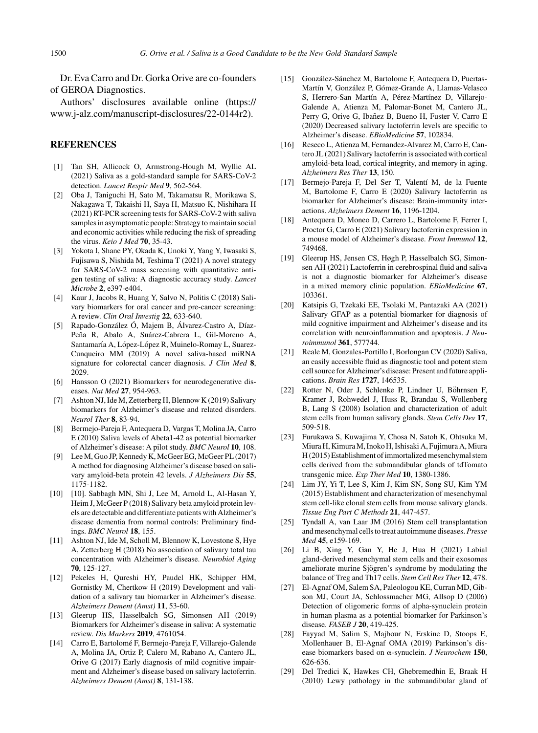Dr. Eva Carro and Dr. Gorka Orive are co-founders of GEROA Diagnostics.

Authors' disclosures available online (https://www.j-alz.com/manuscript-disclosures/22-0144r2).

## REFERENCES

[1] Tan SH, Allicock O, Armstrong-Hough M, Wyllie AL (2021) Saliva as a gold-standard sample for SARS-CoV-2 detection. *Lancet Respir Med* **9**, 562-564.

[2] Oba J, Taniguchi H, Sato M, Takamatsu R, Morikawa S, Nakagawa T, Takaishi H, Saya H, Matsuo K, Nishihara H (2021) RT-PCR screening tests for SARS-CoV-2 with saliva samples in asymptomatic people: Strategy to maintain social and economic activities while reducing the risk of spreading the virus. *Keio J Med* **70**, 35-43.

[3] Yokota I, Shane PY, Okada K, Unoki Y, Yang Y, Iwasaki S, Fujisawa S, Nishida M, Teshima T (2021) A novel strategy for SARS-CoV-2 mass screening with quantitative antigen testing of saliva: A diagnostic accuracy study. *Lancet Microbe* **2**, e397-e404.

[4] Kaur J, Jacobs R, Huang Y, Salvo N, Politis C (2018) Salivary biomarkers for oral cancer and pre-cancer screening: A review. *Clin Oral Investig* **22**, 633-640.

[5] Rapado-González Ó, Majem B, Álvarez-Castro A, Díaz-Peña R, Abalo A, Suárez-Cabrera L, Gil-Moreno A, Santamaría A, López-López R, Muinelo-Romay L, Suarez-Cunqueiro MM (2019) A novel saliva-based miRNA signature for colorectal cancer diagnosis. *J Clin Med* **8**, 2029.

[6] Hansson O (2021) Biomarkers for neurodegenerative diseases. *Nat Med* **27**, 954-963.

[7] Ashton NJ, Ide M, Zetterberg H, Blennow K (2019) Salivary biomarkers for Alzheimer's disease and related disorders. *Neurol Ther* **8**, 83-94.

[8] Bermejo-Pareja F, Antequera D, Vargas T, Molina JA, Carro E (2010) Saliva levels of Abeta1-42 as potential biomarker of Alzheimer's disease: A pilot study. *BMC Neurol* **10**, 108.

[9] Lee M, Guo JP, Kennedy K, McGeer EG, McGeer PL (2017) A method for diagnosing Alzheimer's disease based on salivary amyloid-beta protein 42 levels. *J Alzheimers Dis* **55**, 1175-1182.

[10] [10]. Sabbagh MN, Shi J, Lee M, Arnold L, Al-Hasan Y, Heim J, McGeer P (2018) Salivary beta amyloid protein levels are detectable and differentiate patients with Alzheimer's disease dementia from normal controls: Preliminary findings. *BMC Neurol* **18**, 155.

[11] Ashton NJ, Ide M, Scholl M, Blennow K, Lovestone S, Hye A, Zetterberg H (2018) No association of salivary total tau concentration with Alzheimer's disease. *Neurobiol Aging* **70**, 125-127.

[12] Pekeles H, Qureshi HY, Paudel HK, Schipper HM, Gornistky M, Chertkow H (2019) Development and validation of a salivary tau biomarker in Alzheimer's disease. *Alzheimers Dement (Amst)* **11**, 53-60.

[13] Gleerup HS, Hasselbalch SG, Simonsen AH (2019) Biomarkers for Alzheimer's disease in saliva: A systematic review. *Dis Markers* **2019**, 4761054.

[14] Carro E, Bartolomé F, Bermejo-Pareja F, Villarejo-Galende A, Molina JA, Ortiz P, Calero M, Rabano A, Cantero JL, Orive G (2017) Early diagnosis of mild cognitive impairment and Alzheimer's disease based on salivary lactoferrin. *Alzheimers Dement (Amst)* **8**, 131-138.

[15] González-Sánchez M, Bartolome F, Antequera D, Puertas-Martín V, González P, Gómez-Grande A, Llamas-Velasco S, Herrero-San Martín A, Pérez-Martínez D, Villarejo-Galende A, Atienza M, Palomar-Bonet M, Cantero JL, Perry G, Orive G, Ibañez B, Bueno H, Fuster V, Carro E (2020) Decreased salivary lactoferrin levels are specific to Alzheimer's disease. *EBioMedicine* **57**, 102834.

[16] Reseco L, Atienza M, Fernandez-Alvarez M, Carro E, Cantero JL (2021) Salivary lactoferrin is associated with cortical amyloid-beta load, cortical integrity, and memory in aging. *Alzheimers Res Ther* **13**, 150.

[17] Bermejo-Pareja F, Del Ser T, Valentí M, de la Fuente M, Bartolome F, Carro E (2020) Salivary lactoferrin as biomarker for Alzheimer's disease: Brain-immunity interactions. *Alzheimers Dement* **16**, 1196-1204.

[18] Antequera D, Moneo D, Carrero L, Bartolome F, Ferrer I, Proctor G, Carro E (2021) Salivary lactoferrin expression in a mouse model of Alzheimer's disease. *Front Immunol* **12**, 749468.

[19] Gleerup HS, Jensen CS, Høgh P, Hasselbalch SG, Simonsen AH (2021) Lactoferrin in cerebrospinal fluid and saliva is not a diagnostic biomarker for Alzheimer's disease in a mixed memory clinic population. *EBioMedicine* **67**, 103361.

[20] Katsipis G, Tzekaki EE, Tsolaki M, Pantazaki AA (2021) Salivary GFAP as a potential biomarker for diagnosis of mild cognitive impairment and Alzheimer's disease and its correlation with neuroinflammation and apoptosis. *J Neuroimmunol* **361**, 577744.

[21] Reale M, Gonzales-Portillo I, Borlongan CV (2020) Saliva, an easily accessible fluid as diagnostic tool and potent stem cell source for Alzheimer's disease: Present and future applications. *Brain Res* **1727**, 146535.

[22] Rotter N, Oder J, Schlenke P, Lindner U, Böhrnsen F, Kramer J, Rohwedel J, Huss R, Brandau S, Wollenberg B, Lang S (2008) Isolation and characterization of adult stem cells from human salivary glands. *Stem Cells Dev* **17**, 509-518.

[23] Furukawa S, Kuwajima Y, Chosa N, Satoh K, Ohtsuka M, Miura H, Kimura M, Inoko H, Ishisaki A, Fujimura A, Miura H (2015) Establishment of immortalized mesenchymal stem cells derived from the submandibular glands of tdTomato transgenic mice. *Exp Ther Med* **10**, 1380-1386.

[24] Lim JY, Yi T, Lee S, Kim J, Kim SN, Song SU, Kim YM (2015) Establishment and characterization of mesenchymal stem cell-like clonal stem cells from mouse salivary glands. *Tissue Eng Part C Methods* **21**, 447-457.

[25] Tyndall A, van Laar JM (2016) Stem cell transplantation and mesenchymal cells to treat autoimmune diseases. *Presse Med* **45**, e159-169.

[26] Li B, Xing Y, Gan Y, He J, Hua H (2021) Labial gland-derived mesenchymal stem cells and their exosomes ameliorate murine Sjögren's syndrome by modulating the balance of Treg and Th17 cells. *Stem Cell Res Ther* **12**, 478.

[27] El-Agnaf OM, Salem SA, Paleologou KE, Curran MD, Gibson MJ, Court JA, Schlossmacher MG, Allsop D (2006) Detection of oligomeric forms of alpha-synuclein protein in human plasma as a potential biomarker for Parkinson's disease. *FASEB J* **20**, 419-425.

[28] Fayyad M, Salim S, Majbour N, Erskine D, Stoops E, Mollenhauer B, El-Agnaf OMA (2019) Parkinson's disease biomarkers based on α-synuclein. *J Neurochem* **150**, 626-636.

[29] Del Tredici K, Hawkes CH, Ghebremedhin E, Braak H (2010) Lewy pathology in the submandibular gland of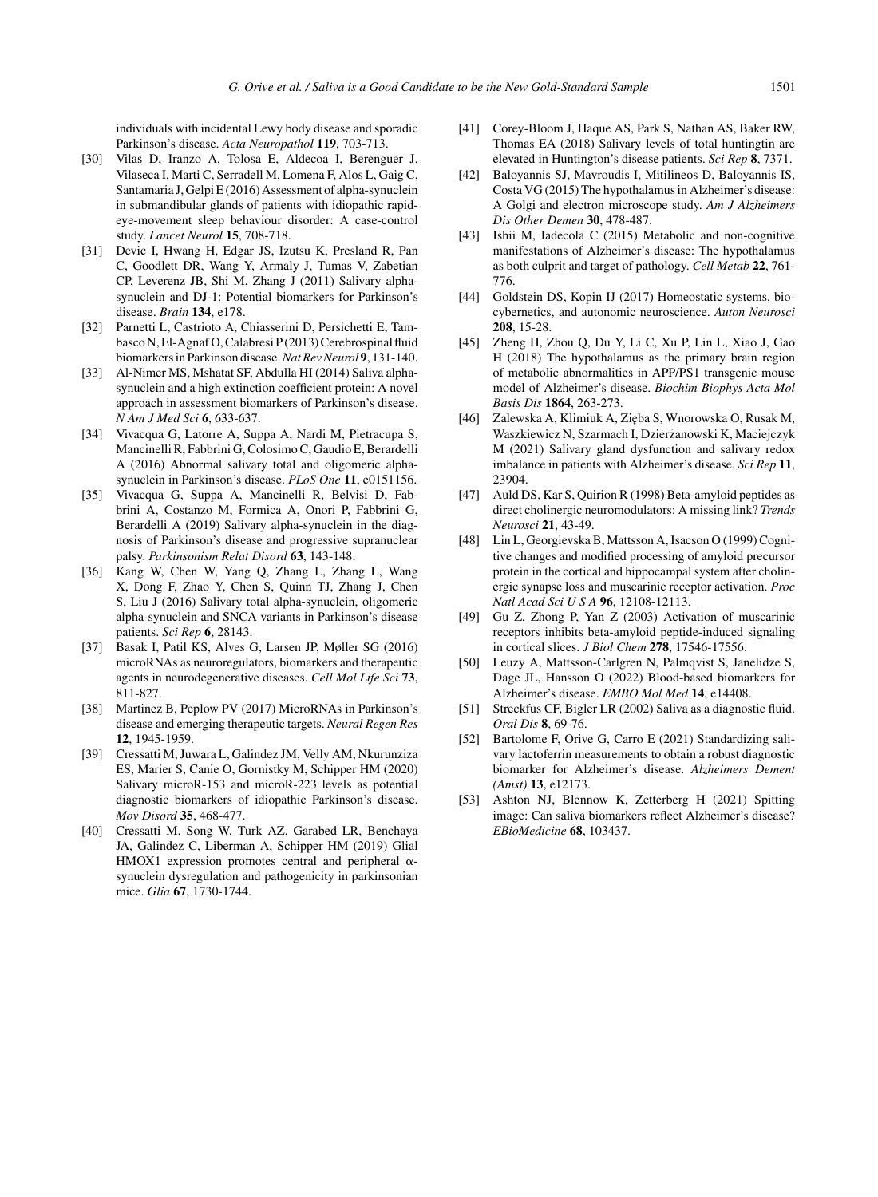individuals with incidental Lewy body disease and sporadic Parkinson's disease. *Acta Neuropathol* **119**, 703-713.

[30] Vilas D, Iranzo A, Tolosa E, Aldecoa I, Berenguer J, Vilaseca I, Marti C, Serradell M, Lomena F, Alos L, Gaig C, Santamaria J, Gelpi E (2016) Assessment of alpha-synuclein in submandibular glands of patients with idiopathic rapid-eye-movement sleep behaviour disorder: A case-control study. *Lancet Neurol* **15**, 708-718.

[31] Devic I, Hwang H, Edgar JS, Izutsu K, Presland R, Pan C, Goodlett DR, Wang Y, Armaly J, Tumas V, Zabetian CP, Leverenz JB, Shi M, Zhang J (2011) Salivary alpha-synuclein and DJ-1: Potential biomarkers for Parkinson's disease. *Brain* **134**, e178.

[32] Parnetti L, Castrioto A, Chiasserini D, Persichetti E, Tambasco N, El-Agnaf O, Calabresi P (2013) Cerebrospinal fluid biomarkers in Parkinson disease. *Nat Rev Neurol* **9**, 131-140.

[33] Al-Nimer MS, Mshatat SF, Abdulla HI (2014) Saliva alpha-synuclein and a high extinction coefficient protein: A novel approach in assessment biomarkers of Parkinson's disease. *N Am J Med Sci* **6**, 633-637.

[34] Vivacqua G, Latorre A, Suppa A, Nardi M, Pietracupa S, Mancinelli R, Fabbrini G, Colosimo C, Gaudio E, Berardelli A (2016) Abnormal salivary total and oligomeric alpha-synuclein in Parkinson's disease. *PLoS One* **11**, e0151156.

[35] Vivacqua G, Suppa A, Mancinelli R, Belvisi D, Fabbrini A, Costanzo M, Formica A, Onori P, Fabbrini G, Berardelli A (2019) Salivary alpha-synuclein in the diagnosis of Parkinson's disease and progressive supranuclear palsy. *Parkinsonism Relat Disord* **63**, 143-148.

[36] Kang W, Chen W, Yang Q, Zhang L, Zhang L, Wang X, Dong F, Zhao Y, Chen S, Quinn TJ, Zhang J, Chen S, Liu J (2016) Salivary total alpha-synuclein, oligomeric alpha-synuclein and SNCA variants in Parkinson's disease patients. *Sci Rep* **6**, 28143.

[37] Basak I, Patil KS, Alves G, Larsen JP, Møller SG (2016) microRNAs as neuroregulators, biomarkers and therapeutic agents in neurodegenerative diseases. *Cell Mol Life Sci* **73**, 811-827.

[38] Martinez B, Peplow PV (2017) MicroRNAs in Parkinson's disease and emerging therapeutic targets. *Neural Regen Res* **12**, 1945-1959.

[39] Cressatti M, Juwara L, Galindez JM, Velly AM, Nkurunziza ES, Marier S, Canie O, Gornistky M, Schipper HM (2020) Salivary microR-153 and microR-223 levels as potential diagnostic biomarkers of idiopathic Parkinson's disease. *Mov Disord* **35**, 468-477.

[40] Cressatti M, Song W, Turk AZ, Garabed LR, Benchaya JA, Galindez C, Liberman A, Schipper HM (2019) Glial HMOX1 expression promotes central and peripheral α-synuclein dysregulation and pathogenicity in parkinsonian mice. *Glia* **67**, 1730-1744.

[41] Corey-Bloom J, Haque AS, Park S, Nathan AS, Baker RW, Thomas EA (2018) Salivary levels of total huntingtin are elevated in Huntington's disease patients. *Sci Rep* **8**, 7371.

[42] Baloyannis SJ, Mavroudis I, Mitilineos D, Baloyannis IS, Costa VG (2015) The hypothalamus in Alzheimer's disease: A Golgi and electron microscope study. *Am J Alzheimers Dis Other Demen* **30**, 478-487.

[43] Ishii M, Iadecola C (2015) Metabolic and non-cognitive manifestations of Alzheimer's disease: The hypothalamus as both culprit and target of pathology. *Cell Metab* **22**, 761-776.

[44] Goldstein DS, Kopin IJ (2017) Homeostatic systems, biocybernetics, and autonomic neuroscience. *Auton Neurosci* **208**, 15-28.

[45] Zheng H, Zhou Q, Du Y, Li C, Xu P, Lin L, Xiao J, Gao H (2018) The hypothalamus as the primary brain region of metabolic abnormalities in APP/PS1 transgenic mouse model of Alzheimer's disease. *Biochim Biophys Acta Mol Basis Dis* **1864**, 263-273.

[46] Zalewska A, Klimiuk A, Zięba S, Wnorowska O, Rusak M, Waszkiewicz N, Szarmach I, Dzierżanowski K, Maciejczyk M (2021) Salivary gland dysfunction and salivary redox imbalance in patients with Alzheimer's disease. *Sci Rep* **11**, 23904.

[47] Auld DS, Kar S, Quirion R (1998) Beta-amyloid peptides as direct cholinergic neuromodulators: A missing link? *Trends Neurosci* **21**, 43-49.

[48] Lin L, Georgievska B, Mattsson A, Isacson O (1999) Cognitive changes and modified processing of amyloid precursor protein in the cortical and hippocampal system after cholinergic synapse loss and muscarinic receptor activation. *Proc Natl Acad Sci U S A* **96**, 12108-12113.

[49] Gu Z, Zhong P, Yan Z (2003) Activation of muscarinic receptors inhibits beta-amyloid peptide-induced signaling in cortical slices. *J Biol Chem* **278**, 17546-17556.

[50] Leuzy A, Mattsson-Carlgren N, Palmqvist S, Janelidze S, Dage JL, Hansson O (2022) Blood-based biomarkers for Alzheimer's disease. *EMBO Mol Med* **14**, e14408.

[51] Streckfus CF, Bigler LR (2002) Saliva as a diagnostic fluid. *Oral Dis* **8**, 69-76.

[52] Bartolome F, Orive G, Carro E (2021) Standardizing salivary lactoferrin measurements to obtain a robust diagnostic biomarker for Alzheimer's disease. *Alzheimers Dement (Amst)* **13**, e12173.

[53] Ashton NJ, Blennow K, Zetterberg H (2021) Spitting image: Can saliva biomarkers reflect Alzheimer's disease? *EBioMedicine* **68**, 103437.